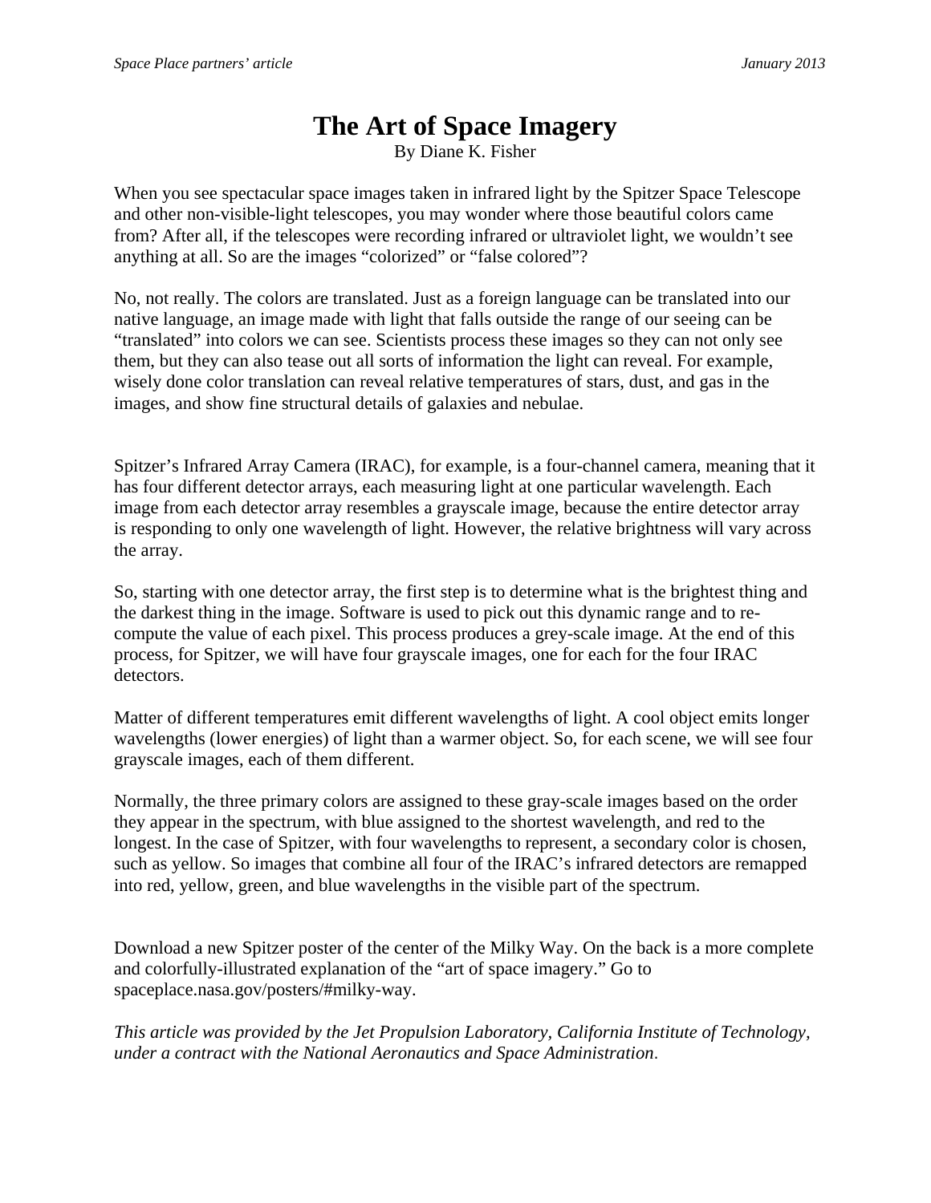# The Art of Space Imagery

By Diane K. Fisher

When you see spectacular space images taken in infrared light by the Spitzer Space Telescope and other non-visible-light telescopes, you may wonder where those beautiful colors came from? After all, if the telescopes were recording infrared or ultraviolet light, we wouldn't see anything at all. So are the images "colorized" or "false colored"?

No, not really. The colors are translated. Just as a foreign language can be translated into our native language, an image made with light that falls outside the range of our seeing can be "translated" into colors we can see. Scientists process these images so they can not only see them, but they can also tease out all sorts of information the light can reveal. For example, wisely done color translation can reveal relative temperatures of stars, dust, and gas in the images, and show fine structural details of galaxies and nebulae.

Spitzer's Infrared Array Camera (IRAC), for example, is a four-channel camera, meaning that it has four different detector arrays, each measuring light at one particular wavelength. Each image from each detector array resembles a grayscale image, because the entire detector array is responding to only one wavelength of light. However, the relative brightness will vary across the array.

So, starting with one detector array, the first step is to determine what is the brightest thing and the darkest thing in the image. Software is used to pick out this dynamic range and to re-compute the value of each pixel. This process produces a grey-scale image. At the end of this process, for Spitzer, we will have four grayscale images, one for each for the four IRAC detectors.

Matter of different temperatures emit different wavelengths of light. A cool object emits longer wavelengths (lower energies) of light than a warmer object. So, for each scene, we will see four grayscale images, each of them different.

Normally, the three primary colors are assigned to these gray-scale images based on the order they appear in the spectrum, with blue assigned to the shortest wavelength, and red to the longest. In the case of Spitzer, with four wavelengths to represent, a secondary color is chosen, such as yellow. So images that combine all four of the IRAC's infrared detectors are remapped into red, yellow, green, and blue wavelengths in the visible part of the spectrum.

Download a new Spitzer poster of the center of the Milky Way. On the back is a more complete and colorfully-illustrated explanation of the "art of space imagery." Go to spaceplace.nasa.gov/posters/#milky-way.

*This article was provided by the Jet Propulsion Laboratory, California Institute of Technology, under a contract with the National Aeronautics and Space Administration*.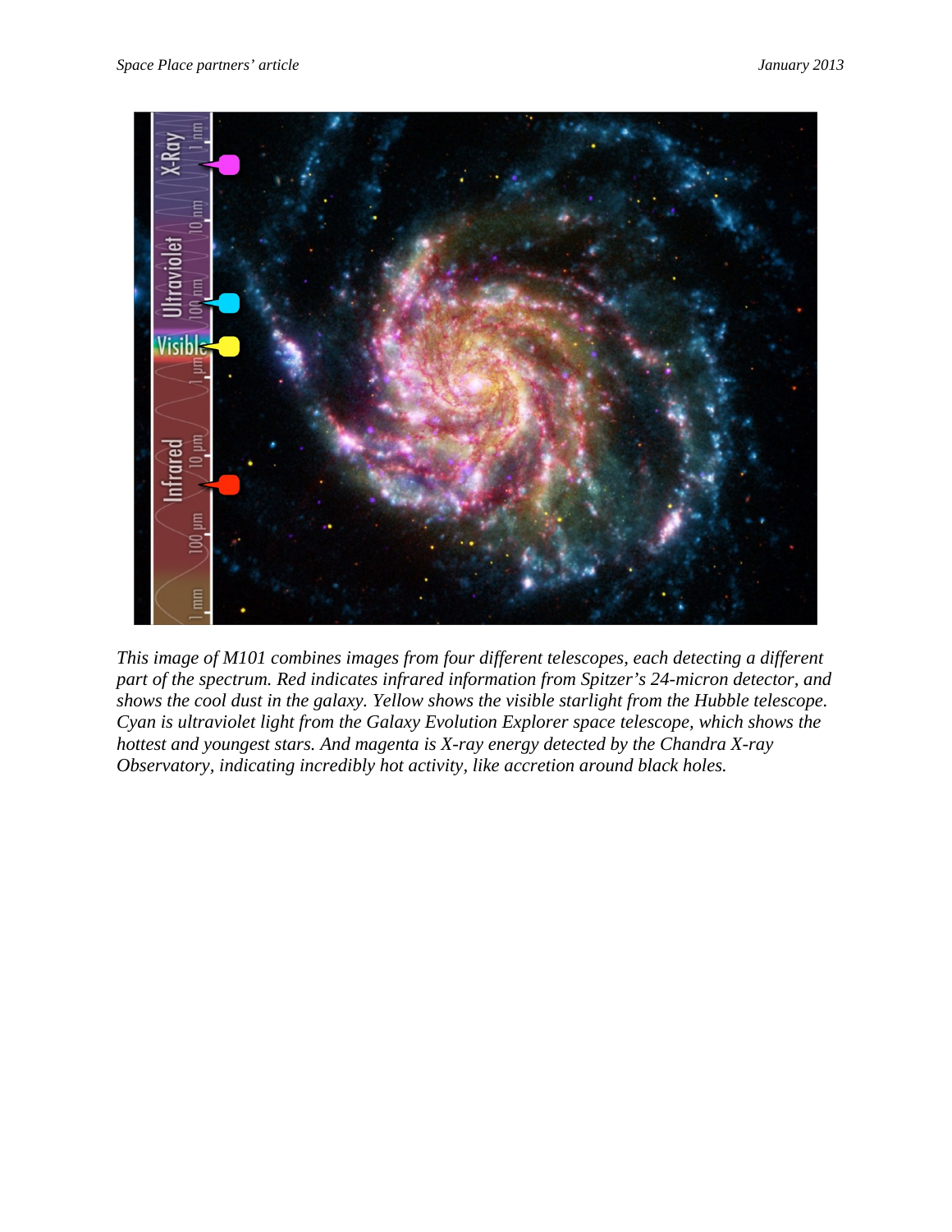*This image of M101 combines images from four different telescopes, each detecting a different part of the spectrum. Red indicates infrared information from Spitzer's 24-micron detector, and shows the cool dust in the galaxy. Yellow shows the visible starlight from the Hubble telescope. Cyan is ultraviolet light from the Galaxy Evolution Explorer space telescope, which shows the hottest and youngest stars. And magenta is X-ray energy detected by the Chandra X-ray Observatory, indicating incredibly hot activity, like accretion around black holes.*